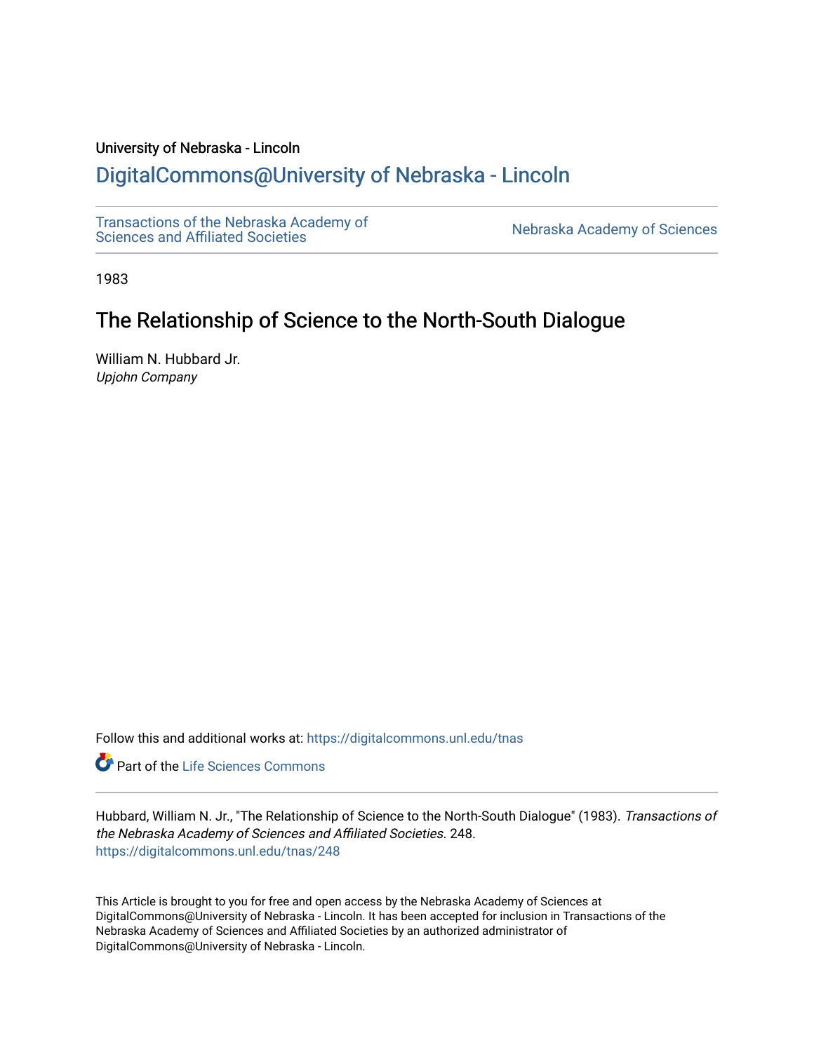University of Nebraska - Lincoln

## DigitalCommons@University of Nebraska - Lincoln

Transactions of the Nebraska Academy of Sciences and Affiliated Societies

Nebraska Academy of Sciences

1983

# The Relationship of Science to the North-South Dialogue

William N. Hubbard Jr.
*Upjohn Company*

Follow this and additional works at: https://digitalcommons.unl.edu/tnas

Part of the Life Sciences Commons

Hubbard, William N. Jr., "The Relationship of Science to the North-South Dialogue" (1983). *Transactions of the Nebraska Academy of Sciences and Affiliated Societies*. 248.
https://digitalcommons.unl.edu/tnas/248

This Article is brought to you for free and open access by the Nebraska Academy of Sciences at DigitalCommons@University of Nebraska - Lincoln. It has been accepted for inclusion in Transactions of the Nebraska Academy of Sciences and Affiliated Societies by an authorized administrator of DigitalCommons@University of Nebraska - Lincoln.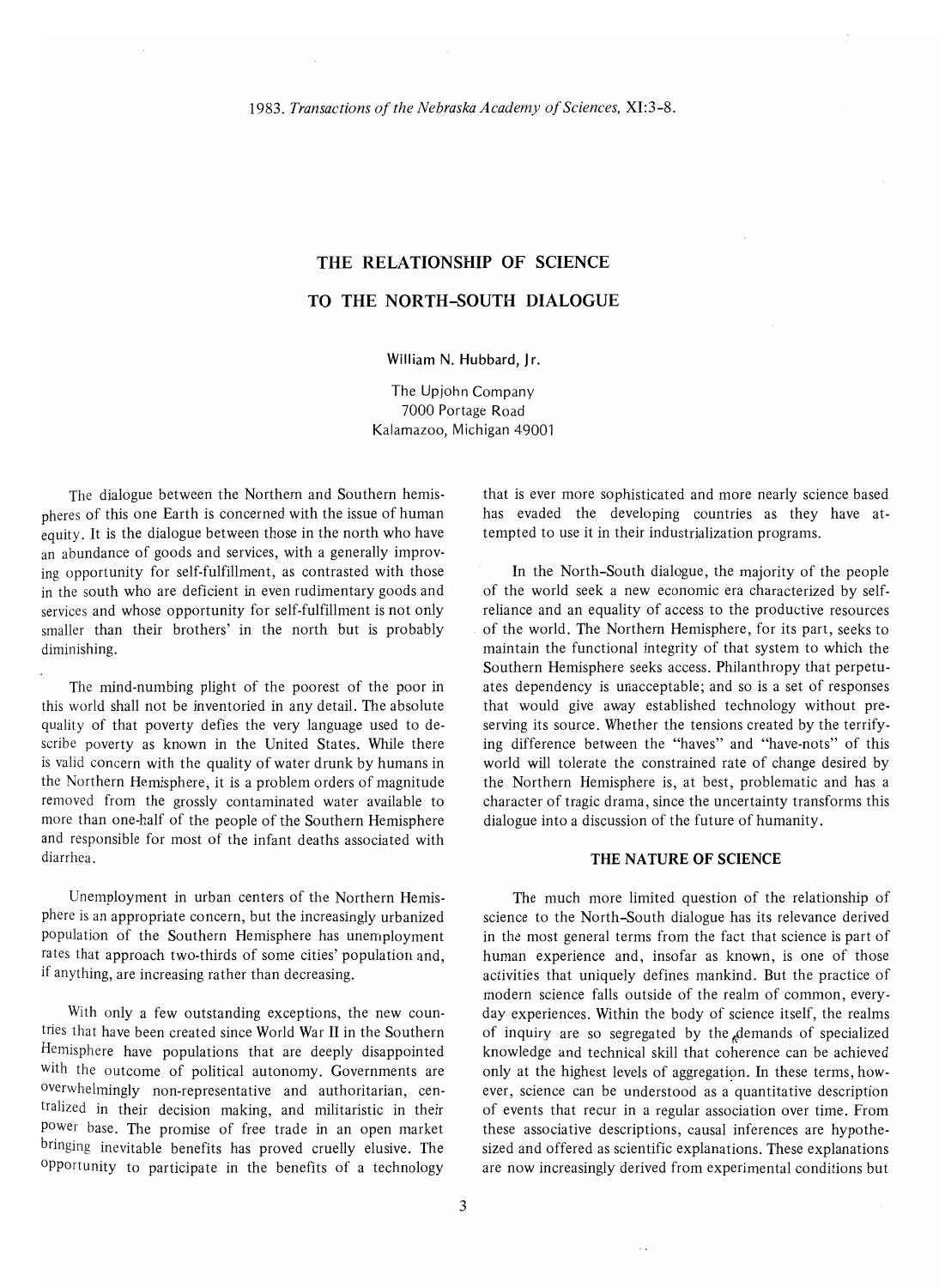1983. *Transactions of the Nebraska Academy of Sciences,* XI:3-8.

# THE RELATIONSHIP OF SCIENCE TO THE NORTH-SOUTH DIALOGUE

William N. Hubbard, Jr.

The Upjohn Company
7000 Portage Road
Kalamazoo, Michigan 49001

The dialogue between the Northern and Southern hemispheres of this one Earth is concerned with the issue of human equity. It is the dialogue between those in the north who have an abundance of goods and services, with a generally improving opportunity for self-fulfillment, as contrasted with those in the south who are deficient in even rudimentary goods and services and whose opportunity for self-fulfillment is not only smaller than their brothers' in the north but is probably diminishing.

The mind-numbing plight of the poorest of the poor in this world shall not be inventoried in any detail. The absolute quality of that poverty defies the very language used to describe poverty as known in the United States. While there is valid concern with the quality of water drunk by humans in the Northern Hemisphere, it is a problem orders of magnitude removed from the grossly contaminated water available to more than one-half of the people of the Southern Hemisphere and responsible for most of the infant deaths associated with diarrhea.

Unemployment in urban centers of the Northern Hemisphere is an appropriate concern, but the increasingly urbanized population of the Southern Hemisphere has unemployment rates that approach two-thirds of some cities' population and, if anything, are increasing rather than decreasing.

With only a few outstanding exceptions, the new countries that have been created since World War II in the Southern Hemisphere have populations that are deeply disappointed with the outcome of political autonomy. Governments are overwhelmingly non-representative and authoritarian, centralized in their decision making, and militaristic in their power base. The promise of free trade in an open market bringing inevitable benefits has proved cruelly elusive. The opportunity to participate in the benefits of a technology that is ever more sophisticated and more nearly science based has evaded the developing countries as they have attempted to use it in their industrialization programs.

In the North-South dialogue, the majority of the people of the world seek a new economic era characterized by self-reliance and an equality of access to the productive resources of the world. The Northern Hemisphere, for its part, seeks to maintain the functional integrity of that system to which the Southern Hemisphere seeks access. Philanthropy that perpetuates dependency is unacceptable; and so is a set of responses that would give away established technology without preserving its source. Whether the tensions created by the terrifying difference between the "haves" and "have-nots" of this world will tolerate the constrained rate of change desired by the Northern Hemisphere is, at best, problematic and has a character of tragic drama, since the uncertainty transforms this dialogue into a discussion of the future of humanity.

## THE NATURE OF SCIENCE

The much more limited question of the relationship of science to the North-South dialogue has its relevance derived in the most general terms from the fact that science is part of human experience and, insofar as known, is one of those activities that uniquely defines mankind. But the practice of modern science falls outside of the realm of common, everyday experiences. Within the body of science itself, the realms of inquiry are so segregated by the demands of specialized knowledge and technical skill that coherence can be achieved only at the highest levels of aggregation. In these terms, however, science can be understood as a quantitative description of events that recur in a regular association over time. From these associative descriptions, causal inferences are hypothesized and offered as scientific explanations. These explanations are now increasingly derived from experimental conditions but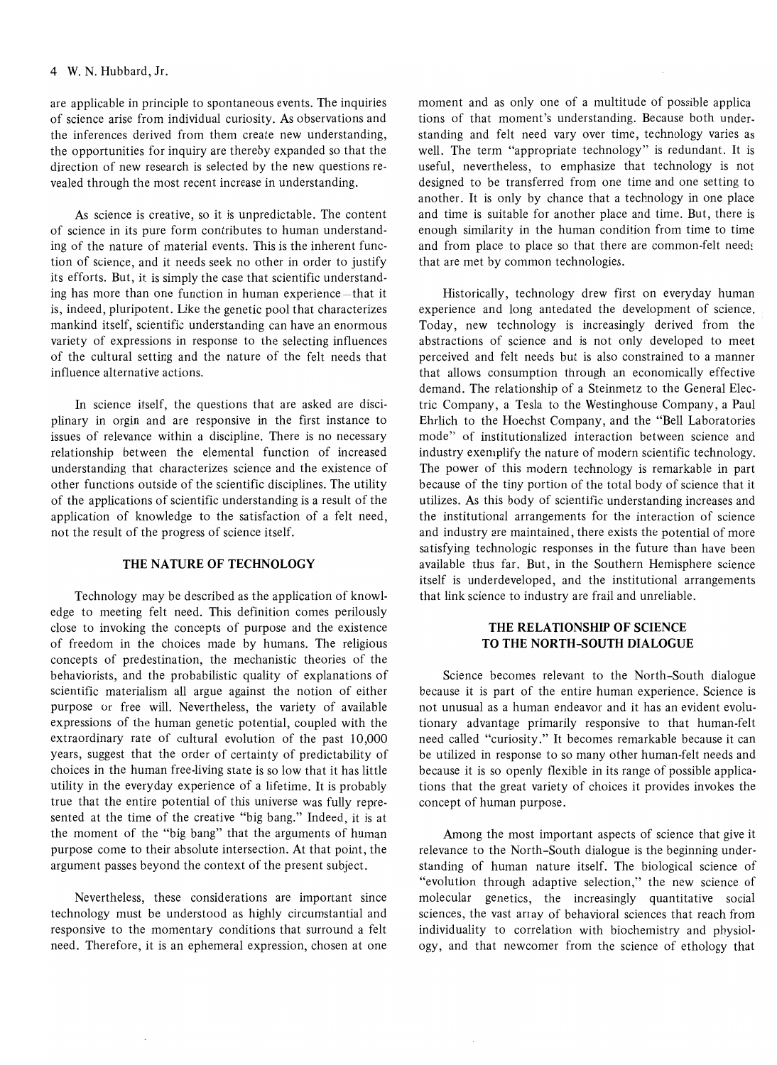are applicable in principle to spontaneous events. The inquiries of science arise from individual curiosity. As observations and the inferences derived from them create new understanding, the opportunities for inquiry are thereby expanded so that the direction of new research is selected by the new questions revealed through the most recent increase in understanding.

As science is creative, so it is unpredictable. The content of science in its pure form contributes to human understanding of the nature of material events. This is the inherent function of science, and it needs seek no other in order to justify its efforts. But, it is simply the case that scientific understanding has more than one function in human experience—that it is, indeed, pluripotent. Like the genetic pool that characterizes mankind itself, scientific understanding can have an enormous variety of expressions in response to the selecting influences of the cultural setting and the nature of the felt needs that influence alternative actions.

In science itself, the questions that are asked are disciplinary in orgin and are responsive in the first instance to issues of relevance within a discipline. There is no necessary relationship between the elemental function of increased understanding that characterizes science and the existence of other functions outside of the scientific disciplines. The utility of the applications of scientific understanding is a result of the application of knowledge to the satisfaction of a felt need, not the result of the progress of science itself.

## THE NATURE OF TECHNOLOGY

Technology may be described as the application of knowledge to meeting felt need. This definition comes perilously close to invoking the concepts of purpose and the existence of freedom in the choices made by humans. The religious concepts of predestination, the mechanistic theories of the behaviorists, and the probabilistic quality of explanations of scientific materialism all argue against the notion of either purpose or free will. Nevertheless, the variety of available expressions of the human genetic potential, coupled with the extraordinary rate of cultural evolution of the past 10,000 years, suggest that the order of certainty of predictability of choices in the human free-living state is so low that it has little utility in the everyday experience of a lifetime. It is probably true that the entire potential of this universe was fully represented at the time of the creative "big bang." Indeed, it is at the moment of the "big bang" that the arguments of human purpose come to their absolute intersection. At that point, the argument passes beyond the context of the present subject.

Nevertheless, these considerations are important since technology must be understood as highly circumstantial and responsive to the momentary conditions that surround a felt need. Therefore, it is an ephemeral expression, chosen at one moment and as only one of a multitude of possible applications of that moment's understanding. Because both understanding and felt need vary over time, technology varies as well. The term "appropriate technology" is redundant. It is useful, nevertheless, to emphasize that technology is not designed to be transferred from one time and one setting to another. It is only by chance that a technology in one place and time is suitable for another place and time. But, there is enough similarity in the human condition from time to time and from place to place so that there are common-felt needs that are met by common technologies.

Historically, technology drew first on everyday human experience and long antedated the development of science. Today, new technology is increasingly derived from the abstractions of science and is not only developed to meet perceived and felt needs but is also constrained to a manner that allows consumption through an economically effective demand. The relationship of a Steinmetz to the General Electric Company, a Tesla to the Westinghouse Company, a Paul Ehrlich to the Hoechst Company, and the "Bell Laboratories mode" of institutionalized interaction between science and industry exemplify the nature of modern scientific technology. The power of this modern technology is remarkable in part because of the tiny portion of the total body of science that it utilizes. As this body of scientific understanding increases and the institutional arrangements for the interaction of science and industry are maintained, there exists the potential of more satisfying technologic responses in the future than have been available thus far. But, in the Southern Hemisphere science itself is underdeveloped, and the institutional arrangements that link science to industry are frail and unreliable.

## THE RELATIONSHIP OF SCIENCE TO THE NORTH-SOUTH DIALOGUE

Science becomes relevant to the North-South dialogue because it is part of the entire human experience. Science is not unusual as a human endeavor and it has an evident evolutionary advantage primarily responsive to that human-felt need called "curiosity." It becomes remarkable because it can be utilized in response to so many other human-felt needs and because it is so openly flexible in its range of possible applications that the great variety of choices it provides invokes the concept of human purpose.

Among the most important aspects of science that give it relevance to the North-South dialogue is the beginning understanding of human nature itself. The biological science of "evolution through adaptive selection," the new science of molecular genetics, the increasingly quantitative social sciences, the vast array of behavioral sciences that reach from individuality to correlation with biochemistry and physiology, and that newcomer from the science of ethology that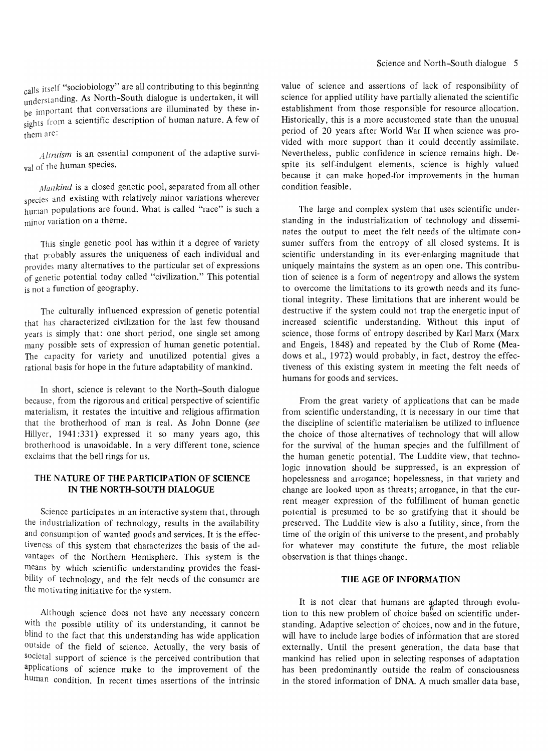calls itself "sociobiology" are all contributing to this beginning understanding. As North–South dialogue is undertaken, it will be important that conversations are illuminated by these insights from a scientific description of human nature. A few of them are:

*Altruism* is an essential component of the adaptive survival of the human species.

*Mankind* is a closed genetic pool, separated from all other species and existing with relatively minor variations wherever human populations are found. What is called "race" is such a minor variation on a theme.

This single genetic pool has within it a degree of variety that probably assures the uniqueness of each individual and provides many alternatives to the particular set of expressions of genetic potential today called "civilization." This potential is not a function of geography.

The culturally influenced expression of genetic potential that has characterized civilization for the last few thousand years is simply that: one short period, one single set among many possible sets of expression of human genetic potential. The capacity for variety and unutilized potential gives a rational basis for hope in the future adaptability of mankind.

In short, science is relevant to the North–South dialogue because, from the rigorous and critical perspective of scientific materialism, it restates the intuitive and religious affirmation that the brotherhood of man is real. As John Donne (*see* Hillyer, 1941:331) expressed it so many years ago, this brotherhood is unavoidable. In a very different tone, science exclaims that the bell rings for us.

## THE NATURE OF THE PARTICIPATION OF SCIENCE IN THE NORTH–SOUTH DIALOGUE

Science participates in an interactive system that, through the industrialization of technology, results in the availability and consumption of wanted goods and services. It is the effectiveness of this system that characterizes the basis of the advantages of the Northern Hemisphere. This system is the means by which scientific understanding provides the feasibility of technology, and the felt needs of the consumer are the motivating initiative for the system.

Although science does not have any necessary concern with the possible utility of its understanding, it cannot be blind to the fact that this understanding has wide application outside of the field of science. Actually, the very basis of societal support of science is the perceived contribution that applications of science make to the improvement of the human condition. In recent times assertions of the intrinsic value of science and assertions of lack of responsibility of science for applied utility have partially alienated the scientific establishment from those responsible for resource allocation. Historically, this is a more accustomed state than the unusual period of 20 years after World War II when science was provided with more support than it could decently assimilate. Nevertheless, public confidence in science remains high. Despite its self-indulgent elements, science is highly valued because it can make hoped-for improvements in the human condition feasible.

The large and complex system that uses scientific understanding in the industrialization of technology and disseminates the output to meet the felt needs of the ultimate consumer suffers from the entropy of all closed systems. It is scientific understanding in its ever-enlarging magnitude that uniquely maintains the system as an open one. This contribution of science is a form of negentropy and allows the system to overcome the limitations to its growth needs and its functional integrity. These limitations that are inherent would be destructive if the system could not trap the energetic input of increased scientific understanding. Without this input of science, those forms of entropy described by Karl Marx (Marx and Engels, 1848) and repeated by the Club of Rome (Meadows et al., 1972) would probably, in fact, destroy the effectiveness of this existing system in meeting the felt needs of humans for goods and services.

From the great variety of applications that can be made from scientific understanding, it is necessary in our time that the discipline of scientific materialism be utilized to influence the choice of those alternatives of technology that will allow for the survival of the human species and the fulfillment of the human genetic potential. The Luddite view, that technologic innovation should be suppressed, is an expression of hopelessness and arrogance; hopelessness, in that variety and change are looked upon as threats; arrogance, in that the current meager expression of the fulfillment of human genetic potential is presumed to be so gratifying that it should be preserved. The Luddite view is also a futility, since, from the time of the origin of this universe to the present, and probably for whatever may constitute the future, the most reliable observation is that things change.

## THE AGE OF INFORMATION

It is not clear that humans are adapted through evolution to this new problem of choice based on scientific understanding. Adaptive selection of choices, now and in the future, will have to include large bodies of information that are stored externally. Until the present generation, the data base that mankind has relied upon in selecting responses of adaptation has been predominantly outside the realm of consciousness in the stored information of DNA. A much smaller data base,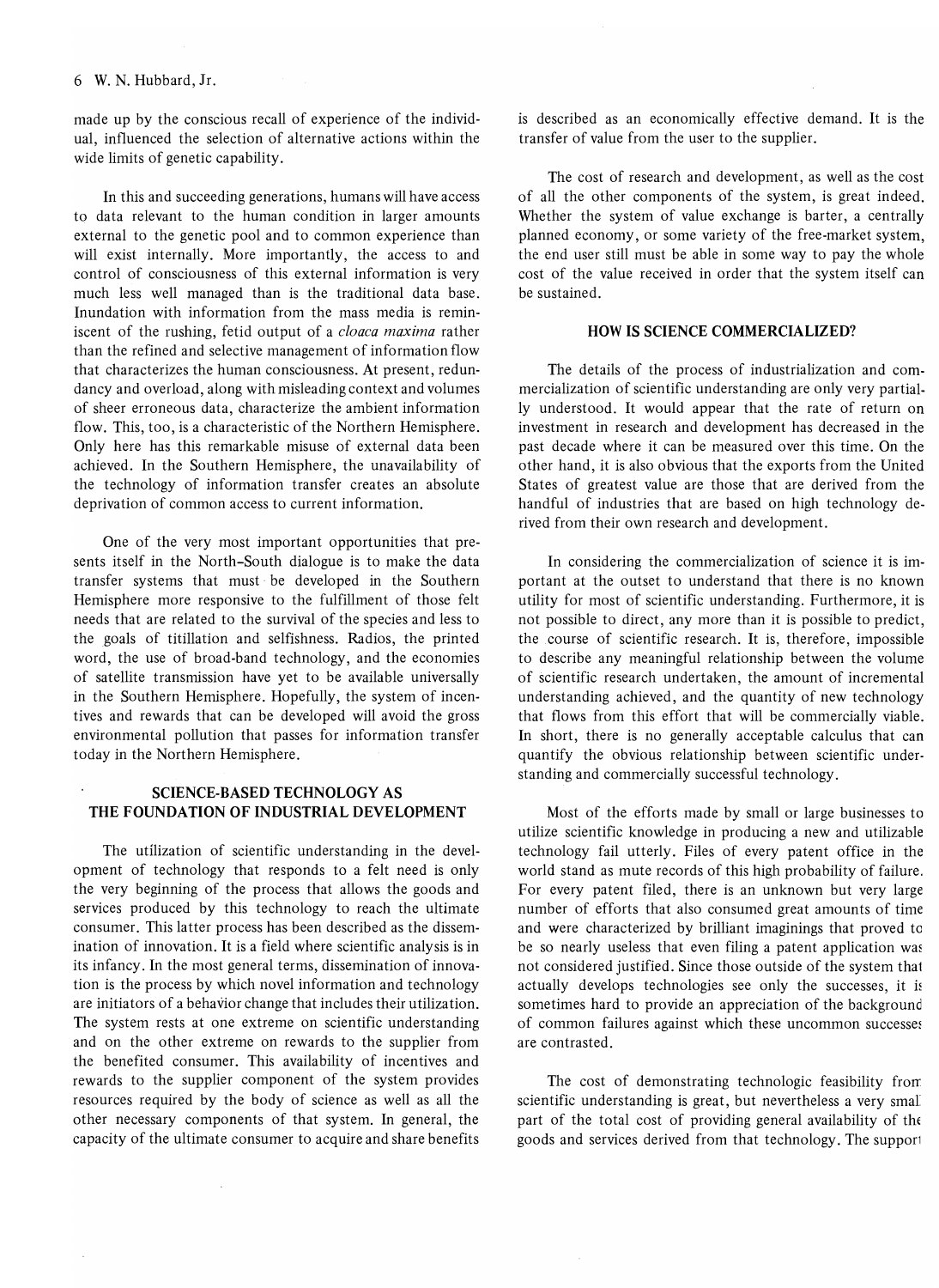made up by the conscious recall of experience of the individual, influenced the selection of alternative actions within the wide limits of genetic capability.

In this and succeeding generations, humans will have access to data relevant to the human condition in larger amounts external to the genetic pool and to common experience than will exist internally. More importantly, the access to and control of consciousness of this external information is very much less well managed than is the traditional data base. Inundation with information from the mass media is reminiscent of the rushing, fetid output of a *cloaca maxima* rather than the refined and selective management of information flow that characterizes the human consciousness. At present, redundancy and overload, along with misleading context and volumes of sheer erroneous data, characterize the ambient information flow. This, too, is a characteristic of the Northern Hemisphere. Only here has this remarkable misuse of external data been achieved. In the Southern Hemisphere, the unavailability of the technology of information transfer creates an absolute deprivation of common access to current information.

One of the very most important opportunities that presents itself in the North–South dialogue is to make the data transfer systems that must be developed in the Southern Hemisphere more responsive to the fulfillment of those felt needs that are related to the survival of the species and less to the goals of titillation and selfishness. Radios, the printed word, the use of broad-band technology, and the economies of satellite transmission have yet to be available universally in the Southern Hemisphere. Hopefully, the system of incentives and rewards that can be developed will avoid the gross environmental pollution that passes for information transfer today in the Northern Hemisphere.

## SCIENCE-BASED TECHNOLOGY AS THE FOUNDATION OF INDUSTRIAL DEVELOPMENT

The utilization of scientific understanding in the development of technology that responds to a felt need is only the very beginning of the process that allows the goods and services produced by this technology to reach the ultimate consumer. This latter process has been described as the dissemination of innovation. It is a field where scientific analysis is in its infancy. In the most general terms, dissemination of innovation is the process by which novel information and technology are initiators of a behavior change that includes their utilization. The system rests at one extreme on scientific understanding and on the other extreme on rewards to the supplier from the benefited consumer. This availability of incentives and rewards to the supplier component of the system provides resources required by the body of science as well as all the other necessary components of that system. In general, the capacity of the ultimate consumer to acquire and share benefits is described as an economically effective demand. It is the transfer of value from the user to the supplier.

The cost of research and development, as well as the cost of all the other components of the system, is great indeed. Whether the system of value exchange is barter, a centrally planned economy, or some variety of the free-market system, the end user still must be able in some way to pay the whole cost of the value received in order that the system itself can be sustained.

## HOW IS SCIENCE COMMERCIALIZED?

The details of the process of industrialization and commercialization of scientific understanding are only very partially understood. It would appear that the rate of return on investment in research and development has decreased in the past decade where it can be measured over this time. On the other hand, it is also obvious that the exports from the United States of greatest value are those that are derived from the handful of industries that are based on high technology derived from their own research and development.

In considering the commercialization of science it is important at the outset to understand that there is no known utility for most of scientific understanding. Furthermore, it is not possible to direct, any more than it is possible to predict, the course of scientific research. It is, therefore, impossible to describe any meaningful relationship between the volume of scientific research undertaken, the amount of incremental understanding achieved, and the quantity of new technology that flows from this effort that will be commercially viable. In short, there is no generally acceptable calculus that can quantify the obvious relationship between scientific understanding and commercially successful technology.

Most of the efforts made by small or large businesses to utilize scientific knowledge in producing a new and utilizable technology fail utterly. Files of every patent office in the world stand as mute records of this high probability of failure. For every patent filed, there is an unknown but very large number of efforts that also consumed great amounts of time and were characterized by brilliant imaginings that proved to be so nearly useless that even filing a patent application was not considered justified. Since those outside of the system that actually develops technologies see only the successes, it is sometimes hard to provide an appreciation of the background of common failures against which these uncommon successes are contrasted.

The cost of demonstrating technologic feasibility from scientific understanding is great, but nevertheless a very small part of the total cost of providing general availability of the goods and services derived from that technology. The support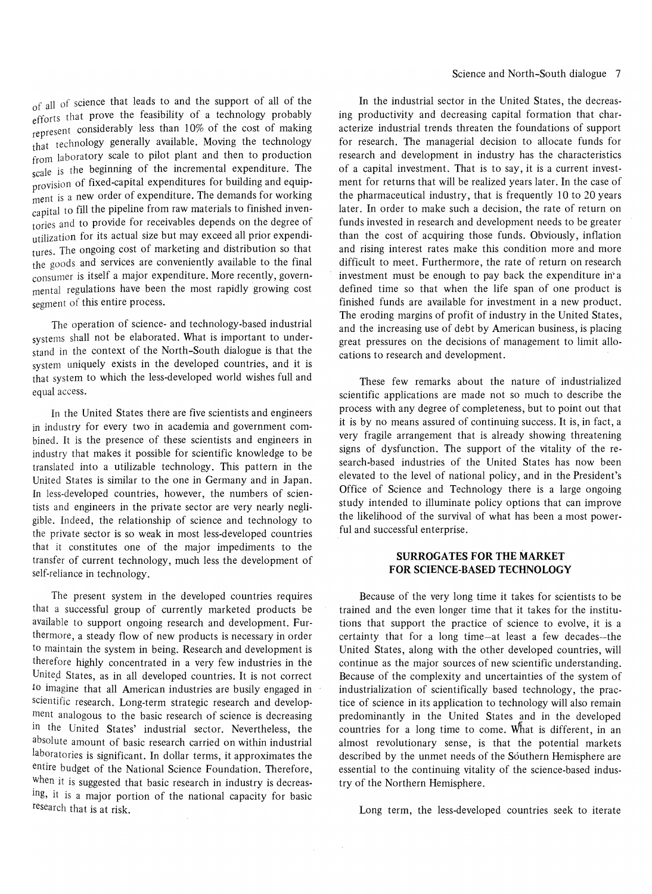of all of science that leads to and the support of all of the efforts that prove the feasibility of a technology probably represent considerably less than 10% of the cost of making that technology generally available. Moving the technology from laboratory scale to pilot plant and then to production scale is the beginning of the incremental expenditure. The provision of fixed-capital expenditures for building and equipment is a new order of expenditure. The demands for working capital to fill the pipeline from raw materials to finished inventories and to provide for receivables depends on the degree of utilization for its actual size but may exceed all prior expenditures. The ongoing cost of marketing and distribution so that the goods and services are conveniently available to the final consumer is itself a major expenditure. More recently, governmental regulations have been the most rapidly growing cost segment of this entire process.

The operation of science- and technology-based industrial systems shall not be elaborated. What is important to understand in the context of the North-South dialogue is that the system uniquely exists in the developed countries, and it is that system to which the less-developed world wishes full and equal access.

In the United States there are five scientists and engineers in industry for every two in academia and government combined. It is the presence of these scientists and engineers in industry that makes it possible for scientific knowledge to be translated into a utilizable technology. This pattern in the United States is similar to the one in Germany and in Japan. In less-developed countries, however, the numbers of scientists and engineers in the private sector are very nearly negligible. Indeed, the relationship of science and technology to the private sector is so weak in most less-developed countries that it constitutes one of the major impediments to the transfer of current technology, much less the development of self-reliance in technology.

The present system in the developed countries requires that a successful group of currently marketed products be available to support ongoing research and development. Furthermore, a steady flow of new products is necessary in order to maintain the system in being. Research and development is therefore highly concentrated in a very few industries in the United States, as in all developed countries. It is not correct to imagine that all American industries are busily engaged in scientific research. Long-term strategic research and development analogous to the basic research of science is decreasing in the United States' industrial sector. Nevertheless, the absolute amount of basic research carried on within industrial laboratories is significant. In dollar terms, it approximates the entire budget of the National Science Foundation. Therefore, when it is suggested that basic research in industry is decreasing, it is a major portion of the national capacity for basic research that is at risk.

In the industrial sector in the United States, the decreasing productivity and decreasing capital formation that characterize industrial trends threaten the foundations of support for research. The managerial decision to allocate funds for research and development in industry has the characteristics of a capital investment. That is to say, it is a current investment for returns that will be realized years later. In the case of the pharmaceutical industry, that is frequently 10 to 20 years later. In order to make such a decision, the rate of return on funds invested in research and development needs to be greater than the cost of acquiring those funds. Obviously, inflation and rising interest rates make this condition more and more difficult to meet. Furthermore, the rate of return on research investment must be enough to pay back the expenditure in a defined time so that when the life span of one product is finished funds are available for investment in a new product. The eroding margins of profit of industry in the United States, and the increasing use of debt by American business, is placing great pressures on the decisions of management to limit allocations to research and development.

These few remarks about the nature of industrialized scientific applications are made not so much to describe the process with any degree of completeness, but to point out that it is by no means assured of continuing success. It is, in fact, a very fragile arrangement that is already showing threatening signs of dysfunction. The support of the vitality of the research-based industries of the United States has now been elevated to the level of national policy, and in the President's Office of Science and Technology there is a large ongoing study intended to illuminate policy options that can improve the likelihood of the survival of what has been a most powerful and successful enterprise.

## SURROGATES FOR THE MARKET FOR SCIENCE-BASED TECHNOLOGY

Because of the very long time it takes for scientists to be trained and the even longer time that it takes for the institutions that support the practice of science to evolve, it is a certainty that for a long time—at least a few decades—the United States, along with the other developed countries, will continue as the major sources of new scientific understanding. Because of the complexity and uncertainties of the system of industrialization of scientifically based technology, the practice of science in its application to technology will also remain predominantly in the United States and in the developed countries for a long time to come. What is different, in an almost revolutionary sense, is that the potential markets described by the unmet needs of the Southern Hemisphere are essential to the continuing vitality of the science-based industry of the Northern Hemisphere.

Long term, the less-developed countries seek to iterate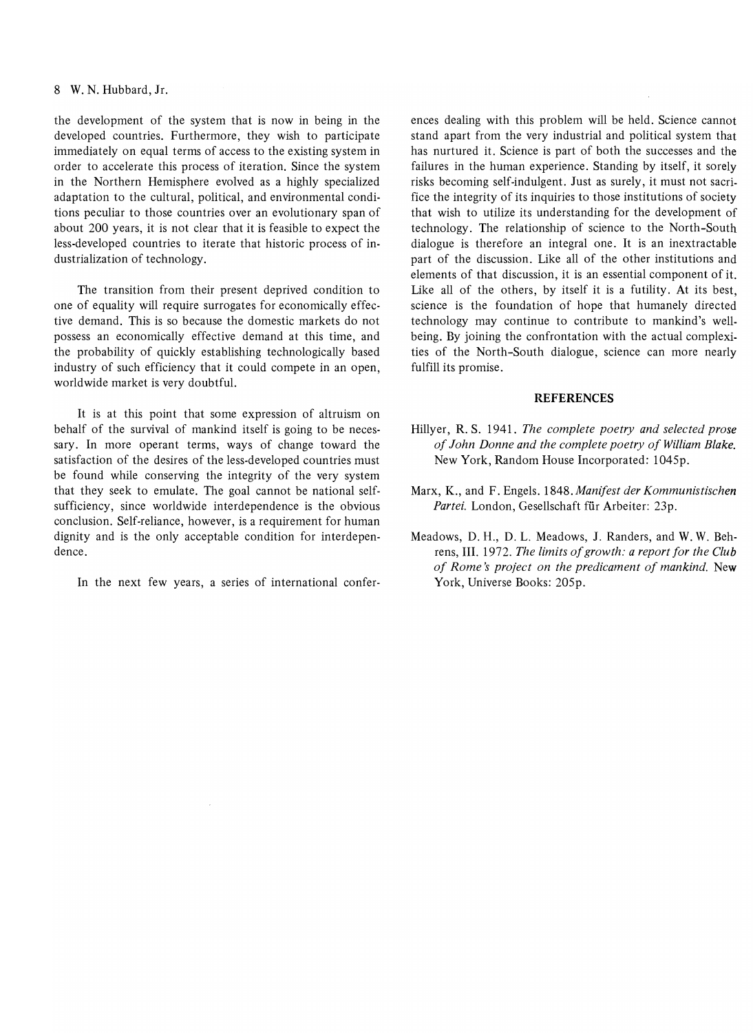the development of the system that is now in being in the developed countries. Furthermore, they wish to participate immediately on equal terms of access to the existing system in order to accelerate this process of iteration. Since the system in the Northern Hemisphere evolved as a highly specialized adaptation to the cultural, political, and environmental conditions peculiar to those countries over an evolutionary span of about 200 years, it is not clear that it is feasible to expect the less-developed countries to iterate that historic process of industrialization of technology.

The transition from their present deprived condition to one of equality will require surrogates for economically effective demand. This is so because the domestic markets do not possess an economically effective demand at this time, and the probability of quickly establishing technologically based industry of such efficiency that it could compete in an open, worldwide market is very doubtful.

It is at this point that some expression of altruism on behalf of the survival of mankind itself is going to be necessary. In more operant terms, ways of change toward the satisfaction of the desires of the less-developed countries must be found while conserving the integrity of the very system that they seek to emulate. The goal cannot be national self-sufficiency, since worldwide interdependence is the obvious conclusion. Self-reliance, however, is a requirement for human dignity and is the only acceptable condition for interdependence.

In the next few years, a series of international conferences dealing with this problem will be held. Science cannot stand apart from the very industrial and political system that has nurtured it. Science is part of both the successes and the failures in the human experience. Standing by itself, it sorely risks becoming self-indulgent. Just as surely, it must not sacrifice the integrity of its inquiries to those institutions of society that wish to utilize its understanding for the development of technology. The relationship of science to the North-South dialogue is therefore an integral one. It is an inextractable part of the discussion. Like all of the other institutions and elements of that discussion, it is an essential component of it. Like all of the others, by itself it is a futility. At its best, science is the foundation of hope that humanely directed technology may continue to contribute to mankind's well-being. By joining the confrontation with the actual complexities of the North-South dialogue, science can more nearly fulfill its promise.

## REFERENCES

Hillyer, R. S. 1941. *The complete poetry and selected prose of John Donne and the complete poetry of William Blake.* New York, Random House Incorporated: 1045p.

Marx, K., and F. Engels. 1848. *Manifest der Kommunistischen Partei.* London, Gesellschaft für Arbeiter: 23p.

Meadows, D. H., D. L. Meadows, J. Randers, and W. W. Behrens, III. 1972. *The limits of growth: a report for the Club of Rome's project on the predicament of mankind.* New York, Universe Books: 205p.